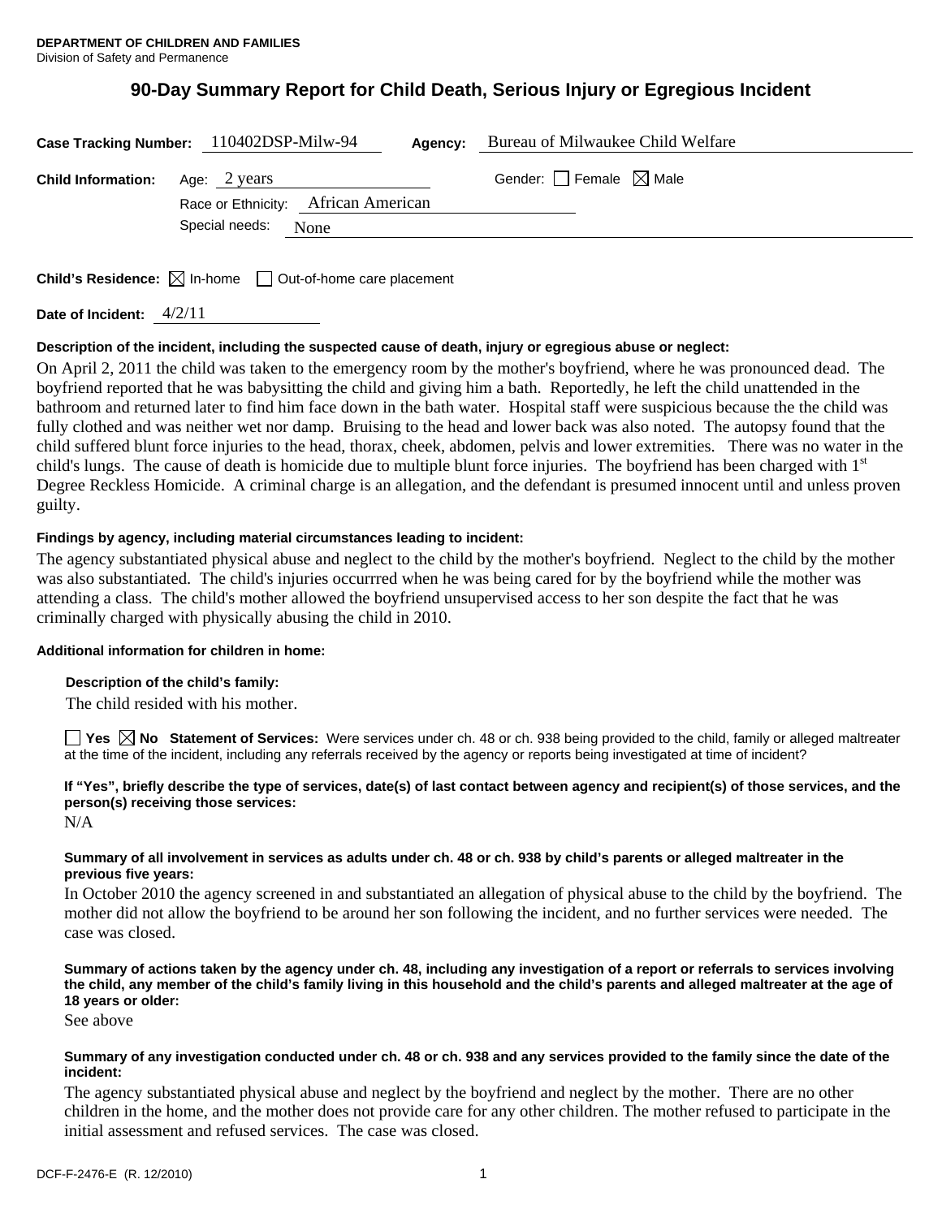**DEPARTMENT OF CHILDREN AND FAMILIES**
Division of Safety and Permanence

# 90-Day Summary Report for Child Death, Serious Injury or Egregious Incident

**Case Tracking Number:** 110402DSP-Milw-94 **Agency:** Bureau of Milwaukee Child Welfare

**Child Information:** Age: 2 years Gender: ☐ Female ☒ Male

Race or Ethnicity: African American

Special needs: None

**Child's Residence:** ☒ In-home ☐ Out-of-home care placement

**Date of Incident:** 4/2/11

**Description of the incident, including the suspected cause of death, injury or egregious abuse or neglect:**

On April 2, 2011 the child was taken to the emergency room by the mother's boyfriend, where he was pronounced dead. The boyfriend reported that he was babysitting the child and giving him a bath. Reportedly, he left the child unattended in the bathroom and returned later to find him face down in the bath water. Hospital staff were suspicious because the the child was fully clothed and was neither wet nor damp. Bruising to the head and lower back was also noted. The autopsy found that the child suffered blunt force injuries to the head, thorax, cheek, abdomen, pelvis and lower extremities. There was no water in the child's lungs. The cause of death is homicide due to multiple blunt force injuries. The boyfriend has been charged with 1st Degree Reckless Homicide. A criminal charge is an allegation, and the defendant is presumed innocent until and unless proven guilty.

**Findings by agency, including material circumstances leading to incident:**

The agency substantiated physical abuse and neglect to the child by the mother's boyfriend. Neglect to the child by the mother was also substantiated. The child's injuries occurrred when he was being cared for by the boyfriend while the mother was attending a class. The child's mother allowed the boyfriend unsupervised access to her son despite the fact that he was criminally charged with physically abusing the child in 2010.

**Additional information for children in home:**

**Description of the child's family:**

The child resided with his mother.

☐ **Yes** ☒ **No** **Statement of Services:** Were services under ch. 48 or ch. 938 being provided to the child, family or alleged maltreater at the time of the incident, including any referrals received by the agency or reports being investigated at time of incident?

**If "Yes", briefly describe the type of services, date(s) of last contact between agency and recipient(s) of those services, and the person(s) receiving those services:**

N/A

**Summary of all involvement in services as adults under ch. 48 or ch. 938 by child's parents or alleged maltreater in the previous five years:**

In October 2010 the agency screened in and substantiated an allegation of physical abuse to the child by the boyfriend. The mother did not allow the boyfriend to be around her son following the incident, and no further services were needed. The case was closed.

**Summary of actions taken by the agency under ch. 48, including any investigation of a report or referrals to services involving the child, any member of the child's family living in this household and the child's parents and alleged maltreater at the age of 18 years or older:**

See above

**Summary of any investigation conducted under ch. 48 or ch. 938 and any services provided to the family since the date of the incident:**

The agency substantiated physical abuse and neglect by the boyfriend and neglect by the mother. There are no other children in the home, and the mother does not provide care for any other children. The mother refused to participate in the initial assessment and refused services. The case was closed.

DCF-F-2476-E (R. 12/2010)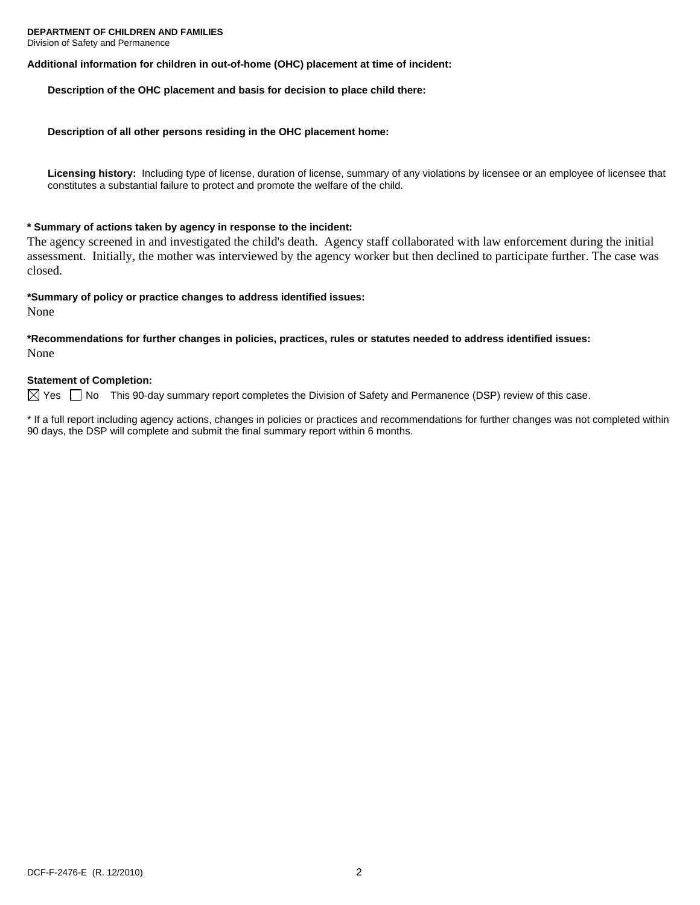**DEPARTMENT OF CHILDREN AND FAMILIES**
Division of Safety and Permanence

**Additional information for children in out-of-home (OHC) placement at time of incident:**

**Description of the OHC placement and basis for decision to place child there:**

**Description of all other persons residing in the OHC placement home:**

**Licensing history:** Including type of license, duration of license, summary of any violations by licensee or an employee of licensee that constitutes a substantial failure to protect and promote the welfare of the child.

**\* Summary of actions taken by agency in response to the incident:**

The agency screened in and investigated the child's death. Agency staff collaborated with law enforcement during the initial assessment. Initially, the mother was interviewed by the agency worker but then declined to participate further. The case was closed.

**\*Summary of policy or practice changes to address identified issues:**

None

**\*Recommendations for further changes in policies, practices, rules or statutes needed to address identified issues:**

None

**Statement of Completion:**

☒ Yes ☐ No This 90-day summary report completes the Division of Safety and Permanence (DSP) review of this case.

\* If a full report including agency actions, changes in policies or practices and recommendations for further changes was not completed within 90 days, the DSP will complete and submit the final summary report within 6 months.

DCF-F-2476-E (R. 12/2010)